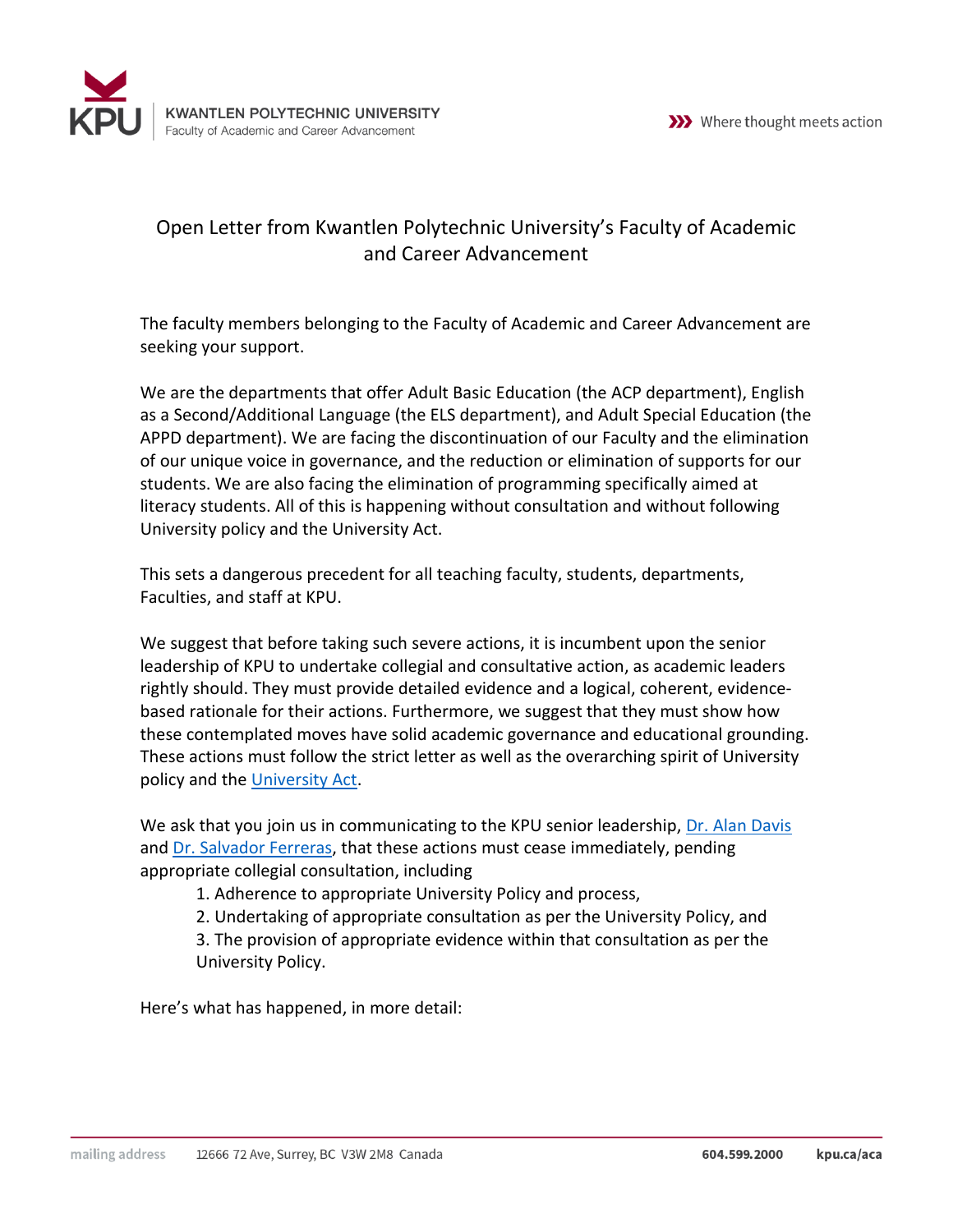# Open Letter from Kwantlen Polytechnic University's Faculty of Academic and Career Advancement

The faculty members belonging to the Faculty of Academic and Career Advancement are seeking your support.

We are the departments that offer Adult Basic Education (the ACP department), English as a Second/Additional Language (the ELS department), and Adult Special Education (the APPD department). We are facing the discontinuation of our Faculty and the elimination of our unique voice in governance, and the reduction or elimination of supports for our students. We are also facing the elimination of programming specifically aimed at literacy students. All of this is happening without consultation and without following University policy and the University Act.

This sets a dangerous precedent for all teaching faculty, students, departments, Faculties, and staff at KPU.

We suggest that before taking such severe actions, it is incumbent upon the senior leadership of KPU to undertake collegial and consultative action, as academic leaders rightly should. They must provide detailed evidence and a logical, coherent, evidence-based rationale for their actions. Furthermore, we suggest that they must show how these contemplated moves have solid academic governance and educational grounding. These actions must follow the strict letter as well as the overarching spirit of University policy and the University Act.

We ask that you join us in communicating to the KPU senior leadership, Dr. Alan Davis and Dr. Salvador Ferreras, that these actions must cease immediately, pending appropriate collegial consultation, including

1. Adherence to appropriate University Policy and process,
2. Undertaking of appropriate consultation as per the University Policy, and
3. The provision of appropriate evidence within that consultation as per the University Policy.

Here's what has happened, in more detail: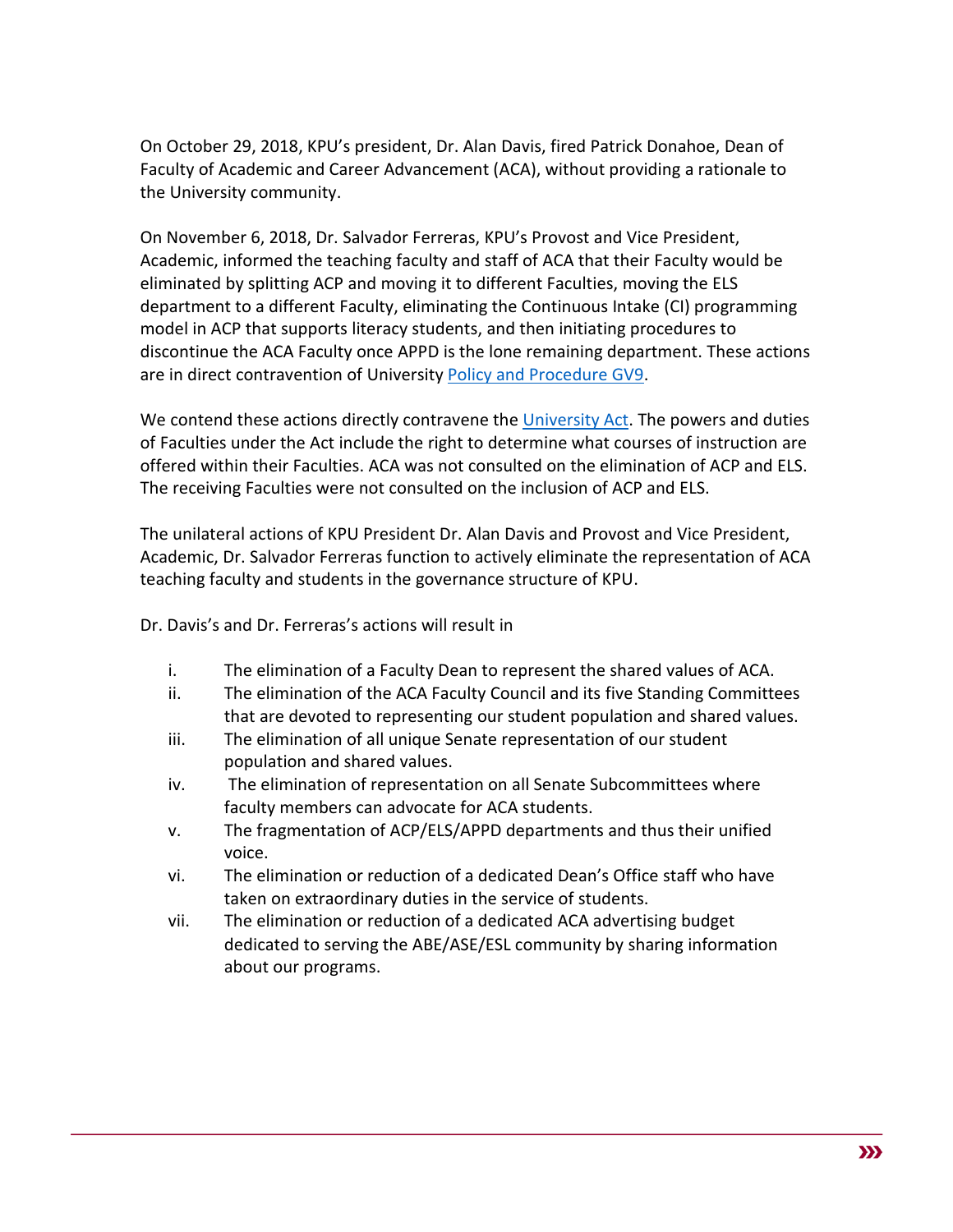On October 29, 2018, KPU's president, Dr. Alan Davis, fired Patrick Donahoe, Dean of Faculty of Academic and Career Advancement (ACA), without providing a rationale to the University community.

On November 6, 2018, Dr. Salvador Ferreras, KPU's Provost and Vice President, Academic, informed the teaching faculty and staff of ACA that their Faculty would be eliminated by splitting ACP and moving it to different Faculties, moving the ELS department to a different Faculty, eliminating the Continuous Intake (CI) programming model in ACP that supports literacy students, and then initiating procedures to discontinue the ACA Faculty once APPD is the lone remaining department. These actions are in direct contravention of University Policy and Procedure GV9.

We contend these actions directly contravene the University Act. The powers and duties of Faculties under the Act include the right to determine what courses of instruction are offered within their Faculties. ACA was not consulted on the elimination of ACP and ELS. The receiving Faculties were not consulted on the inclusion of ACP and ELS.

The unilateral actions of KPU President Dr. Alan Davis and Provost and Vice President, Academic, Dr. Salvador Ferreras function to actively eliminate the representation of ACA teaching faculty and students in the governance structure of KPU.

Dr. Davis's and Dr. Ferreras's actions will result in

i. The elimination of a Faculty Dean to represent the shared values of ACA.
ii. The elimination of the ACA Faculty Council and its five Standing Committees that are devoted to representing our student population and shared values.
iii. The elimination of all unique Senate representation of our student population and shared values.
iv. The elimination of representation on all Senate Subcommittees where faculty members can advocate for ACA students.
v. The fragmentation of ACP/ELS/APPD departments and thus their unified voice.
vi. The elimination or reduction of a dedicated Dean's Office staff who have taken on extraordinary duties in the service of students.
vii. The elimination or reduction of a dedicated ACA advertising budget dedicated to serving the ABE/ASE/ESL community by sharing information about our programs.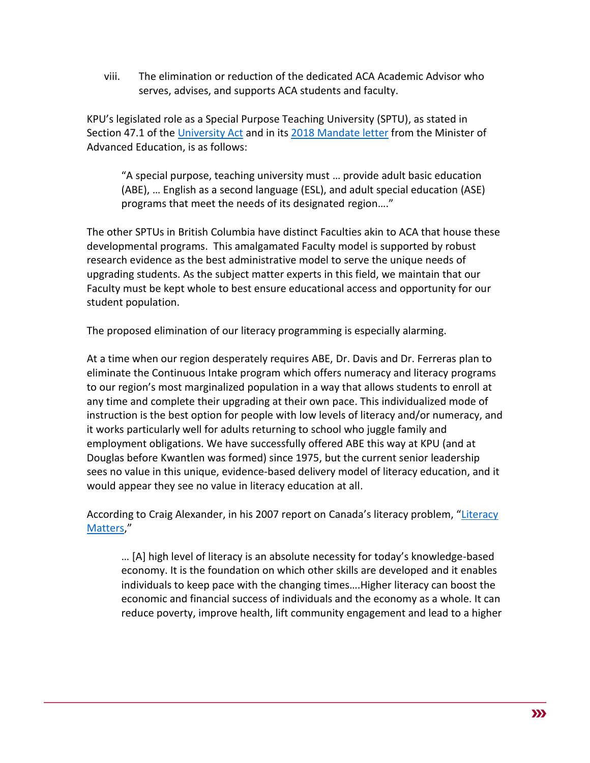viii. The elimination or reduction of the dedicated ACA Academic Advisor who serves, advises, and supports ACA students and faculty.

KPU's legislated role as a Special Purpose Teaching University (SPTU), as stated in Section 47.1 of the University Act and in its 2018 Mandate letter from the Minister of Advanced Education, is as follows:

> "A special purpose, teaching university must … provide adult basic education (ABE), … English as a second language (ESL), and adult special education (ASE) programs that meet the needs of its designated region…."

The other SPTUs in British Columbia have distinct Faculties akin to ACA that house these developmental programs. This amalgamated Faculty model is supported by robust research evidence as the best administrative model to serve the unique needs of upgrading students. As the subject matter experts in this field, we maintain that our Faculty must be kept whole to best ensure educational access and opportunity for our student population.

The proposed elimination of our literacy programming is especially alarming.

At a time when our region desperately requires ABE, Dr. Davis and Dr. Ferreras plan to eliminate the Continuous Intake program which offers numeracy and literacy programs to our region's most marginalized population in a way that allows students to enroll at any time and complete their upgrading at their own pace. This individualized mode of instruction is the best option for people with low levels of literacy and/or numeracy, and it works particularly well for adults returning to school who juggle family and employment obligations. We have successfully offered ABE this way at KPU (and at Douglas before Kwantlen was formed) since 1975, but the current senior leadership sees no value in this unique, evidence-based delivery model of literacy education, and it would appear they see no value in literacy education at all.

According to Craig Alexander, in his 2007 report on Canada's literacy problem, "Literacy Matters,"

> … [A] high level of literacy is an absolute necessity for today's knowledge-based economy. It is the foundation on which other skills are developed and it enables individuals to keep pace with the changing times….Higher literacy can boost the economic and financial success of individuals and the economy as a whole. It can reduce poverty, improve health, lift community engagement and lead to a higher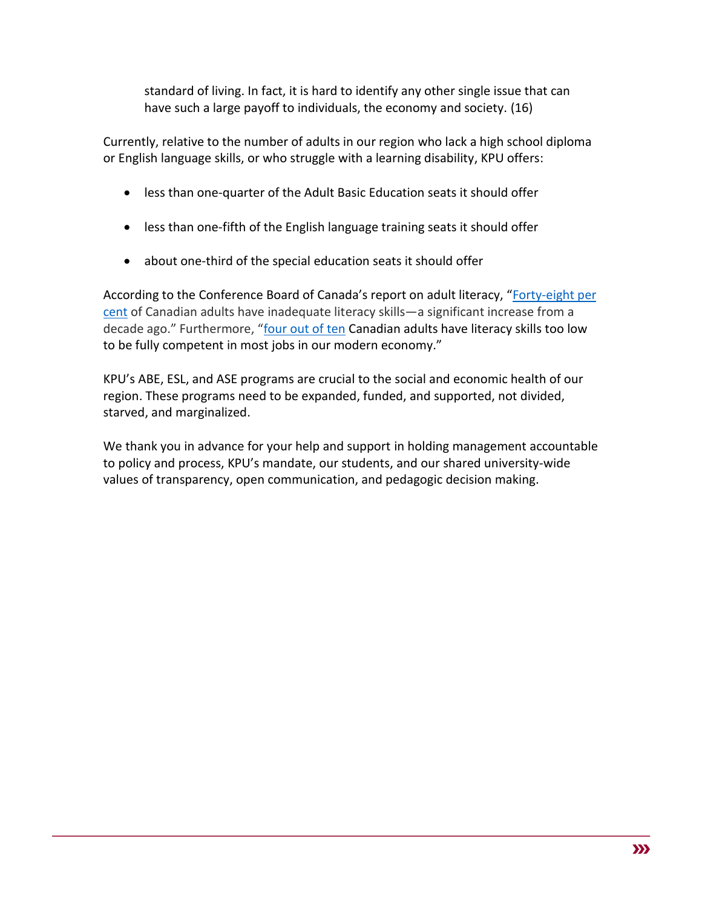> standard of living. In fact, it is hard to identify any other single issue that can have such a large payoff to individuals, the economy and society. (16)

Currently, relative to the number of adults in our region who lack a high school diploma or English language skills, or who struggle with a learning disability, KPU offers:

- less than one-quarter of the Adult Basic Education seats it should offer
- less than one-fifth of the English language training seats it should offer
- about one-third of the special education seats it should offer

According to the Conference Board of Canada's report on adult literacy, "Forty-eight per cent of Canadian adults have inadequate literacy skills—a significant increase from a decade ago." Furthermore, "four out of ten Canadian adults have literacy skills too low to be fully competent in most jobs in our modern economy."

KPU's ABE, ESL, and ASE programs are crucial to the social and economic health of our region. These programs need to be expanded, funded, and supported, not divided, starved, and marginalized.

We thank you in advance for your help and support in holding management accountable to policy and process, KPU's mandate, our students, and our shared university-wide values of transparency, open communication, and pedagogic decision making.